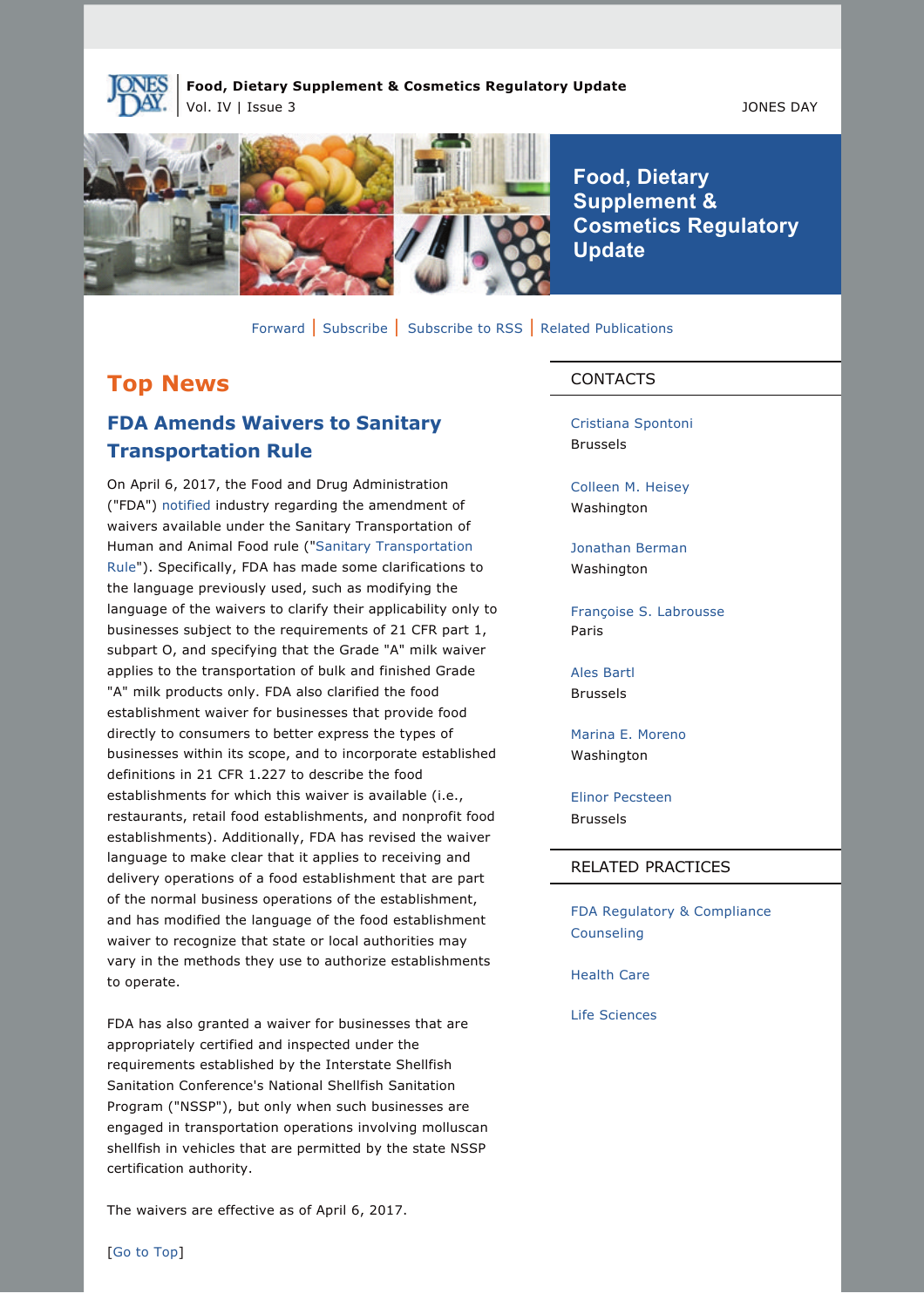**Food, Dietary Supplement & Cosmetics Regulatory Update**
Vol. IV | Issue 3

JONES DAY

# Food, Dietary Supplement & Cosmetics Regulatory Update

Forward | Subscribe | Subscribe to RSS | Related Publications

## Top News

### FDA Amends Waivers to Sanitary Transportation Rule

On April 6, 2017, the Food and Drug Administration ("FDA") notified industry regarding the amendment of waivers available under the Sanitary Transportation of Human and Animal Food rule ("Sanitary Transportation Rule"). Specifically, FDA has made some clarifications to the language previously used, such as modifying the language of the waivers to clarify their applicability only to businesses subject to the requirements of 21 CFR part 1, subpart O, and specifying that the Grade "A" milk waiver applies to the transportation of bulk and finished Grade "A" milk products only. FDA also clarified the food establishment waiver for businesses that provide food directly to consumers to better express the types of businesses within its scope, and to incorporate established definitions in 21 CFR 1.227 to describe the food establishments for which this waiver is available (i.e., restaurants, retail food establishments, and nonprofit food establishments). Additionally, FDA has revised the waiver language to make clear that it applies to receiving and delivery operations of a food establishment that are part of the normal business operations of the establishment, and has modified the language of the food establishment waiver to recognize that state or local authorities may vary in the methods they use to authorize establishments to operate.

FDA has also granted a waiver for businesses that are appropriately certified and inspected under the requirements established by the Interstate Shellfish Sanitation Conference's National Shellfish Sanitation Program ("NSSP"), but only when such businesses are engaged in transportation operations involving molluscan shellfish in vehicles that are permitted by the state NSSP certification authority.

The waivers are effective as of April 6, 2017.

[Go to Top]

## CONTACTS

Cristiana Spontoni
Brussels

Colleen M. Heisey
Washington

Jonathan Berman
Washington

Françoise S. Labrousse
Paris

Ales Bartl
Brussels

Marina E. Moreno
Washington

Elinor Pecsteen
Brussels

## RELATED PRACTICES

FDA Regulatory & Compliance Counseling

Health Care

Life Sciences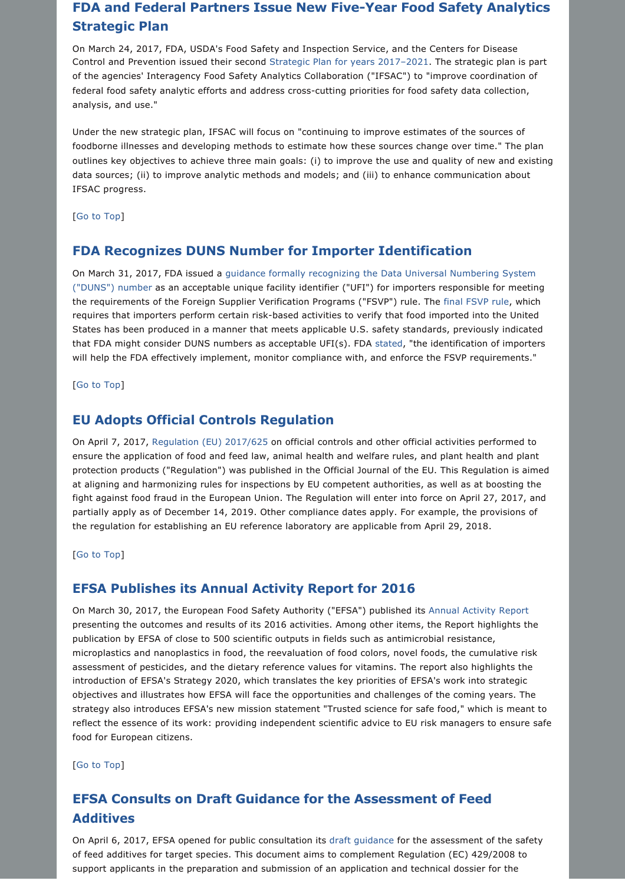## FDA and Federal Partners Issue New Five-Year Food Safety Analytics Strategic Plan

On March 24, 2017, FDA, USDA's Food Safety and Inspection Service, and the Centers for Disease Control and Prevention issued their second Strategic Plan for years 2017–2021. The strategic plan is part of the agencies' Interagency Food Safety Analytics Collaboration ("IFSAC") to "improve coordination of federal food safety analytic efforts and address cross-cutting priorities for food safety data collection, analysis, and use."

Under the new strategic plan, IFSAC will focus on "continuing to improve estimates of the sources of foodborne illnesses and developing methods to estimate how these sources change over time." The plan outlines key objectives to achieve three main goals: (i) to improve the use and quality of new and existing data sources; (ii) to improve analytic methods and models; and (iii) to enhance communication about IFSAC progress.

[Go to Top]

## FDA Recognizes DUNS Number for Importer Identification

On March 31, 2017, FDA issued a guidance formally recognizing the Data Universal Numbering System ("DUNS") number as an acceptable unique facility identifier ("UFI") for importers responsible for meeting the requirements of the Foreign Supplier Verification Programs ("FSVP") rule. The final FSVP rule, which requires that importers perform certain risk-based activities to verify that food imported into the United States has been produced in a manner that meets applicable U.S. safety standards, previously indicated that FDA might consider DUNS numbers as acceptable UFI(s). FDA stated, "the identification of importers will help the FDA effectively implement, monitor compliance with, and enforce the FSVP requirements."

[Go to Top]

## EU Adopts Official Controls Regulation

On April 7, 2017, Regulation (EU) 2017/625 on official controls and other official activities performed to ensure the application of food and feed law, animal health and welfare rules, and plant health and plant protection products ("Regulation") was published in the Official Journal of the EU. This Regulation is aimed at aligning and harmonizing rules for inspections by EU competent authorities, as well as at boosting the fight against food fraud in the European Union. The Regulation will enter into force on April 27, 2017, and partially apply as of December 14, 2019. Other compliance dates apply. For example, the provisions of the regulation for establishing an EU reference laboratory are applicable from April 29, 2018.

[Go to Top]

## EFSA Publishes its Annual Activity Report for 2016

On March 30, 2017, the European Food Safety Authority ("EFSA") published its Annual Activity Report presenting the outcomes and results of its 2016 activities. Among other items, the Report highlights the publication by EFSA of close to 500 scientific outputs in fields such as antimicrobial resistance, microplastics and nanoplastics in food, the reevaluation of food colors, novel foods, the cumulative risk assessment of pesticides, and the dietary reference values for vitamins. The report also highlights the introduction of EFSA's Strategy 2020, which translates the key priorities of EFSA's work into strategic objectives and illustrates how EFSA will face the opportunities and challenges of the coming years. The strategy also introduces EFSA's new mission statement "Trusted science for safe food," which is meant to reflect the essence of its work: providing independent scientific advice to EU risk managers to ensure safe food for European citizens.

[Go to Top]

## EFSA Consults on Draft Guidance for the Assessment of Feed Additives

On April 6, 2017, EFSA opened for public consultation its draft guidance for the assessment of the safety of feed additives for target species. This document aims to complement Regulation (EC) 429/2008 to support applicants in the preparation and submission of an application and technical dossier for the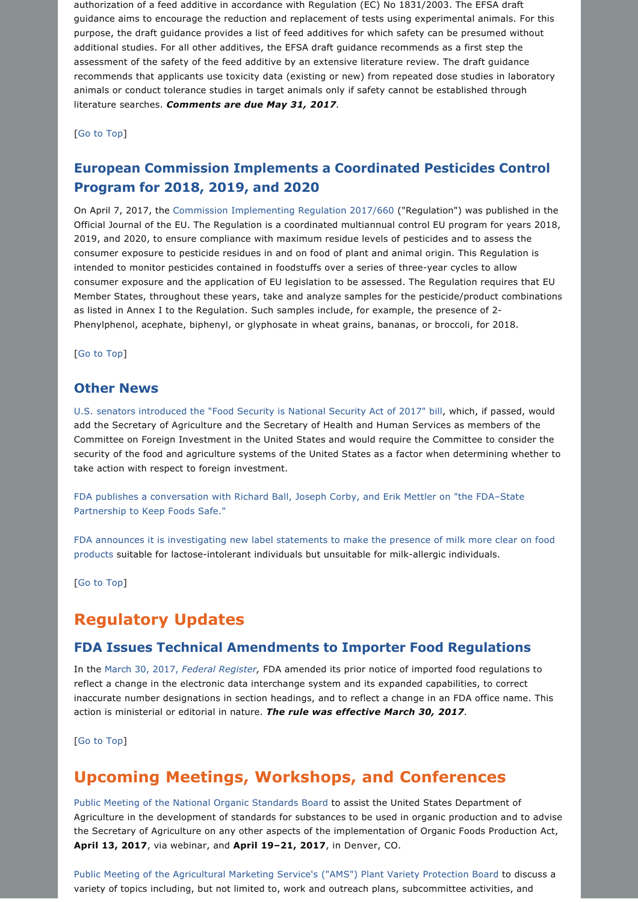authorization of a feed additive in accordance with Regulation (EC) No 1831/2003. The EFSA draft guidance aims to encourage the reduction and replacement of tests using experimental animals. For this purpose, the draft guidance provides a list of feed additives for which safety can be presumed without additional studies. For all other additives, the EFSA draft guidance recommends as a first step the assessment of the safety of the feed additive by an extensive literature review. The draft guidance recommends that applicants use toxicity data (existing or new) from repeated dose studies in laboratory animals or conduct tolerance studies in target animals only if safety cannot be established through literature searches. ***Comments are due May 31, 2017***.

[Go to Top]

### European Commission Implements a Coordinated Pesticides Control Program for 2018, 2019, and 2020

On April 7, 2017, the Commission Implementing Regulation 2017/660 ("Regulation") was published in the Official Journal of the EU. The Regulation is a coordinated multiannual control EU program for years 2018, 2019, and 2020, to ensure compliance with maximum residue levels of pesticides and to assess the consumer exposure to pesticide residues in and on food of plant and animal origin. This Regulation is intended to monitor pesticides contained in foodstuffs over a series of three-year cycles to allow consumer exposure and the application of EU legislation to be assessed. The Regulation requires that EU Member States, throughout these years, take and analyze samples for the pesticide/product combinations as listed in Annex I to the Regulation. Such samples include, for example, the presence of 2-Phenylphenol, acephate, biphenyl, or glyphosate in wheat grains, bananas, or broccoli, for 2018.

[Go to Top]

### Other News

U.S. senators introduced the "Food Security is National Security Act of 2017" bill, which, if passed, would add the Secretary of Agriculture and the Secretary of Health and Human Services as members of the Committee on Foreign Investment in the United States and would require the Committee to consider the security of the food and agriculture systems of the United States as a factor when determining whether to take action with respect to foreign investment.

FDA publishes a conversation with Richard Ball, Joseph Corby, and Erik Mettler on "the FDA–State Partnership to Keep Foods Safe."

FDA announces it is investigating new label statements to make the presence of milk more clear on food products suitable for lactose-intolerant individuals but unsuitable for milk-allergic individuals.

[Go to Top]

## Regulatory Updates

### FDA Issues Technical Amendments to Importer Food Regulations

In the March 30, 2017, *Federal Register*, FDA amended its prior notice of imported food regulations to reflect a change in the electronic data interchange system and its expanded capabilities, to correct inaccurate number designations in section headings, and to reflect a change in an FDA office name. This action is ministerial or editorial in nature. ***The rule was effective March 30, 2017***.

[Go to Top]

## Upcoming Meetings, Workshops, and Conferences

Public Meeting of the National Organic Standards Board to assist the United States Department of Agriculture in the development of standards for substances to be used in organic production and to advise the Secretary of Agriculture on any other aspects of the implementation of Organic Foods Production Act, **April 13, 2017**, via webinar, and **April 19–21, 2017**, in Denver, CO.

Public Meeting of the Agricultural Marketing Service's ("AMS") Plant Variety Protection Board to discuss a variety of topics including, but not limited to, work and outreach plans, subcommittee activities, and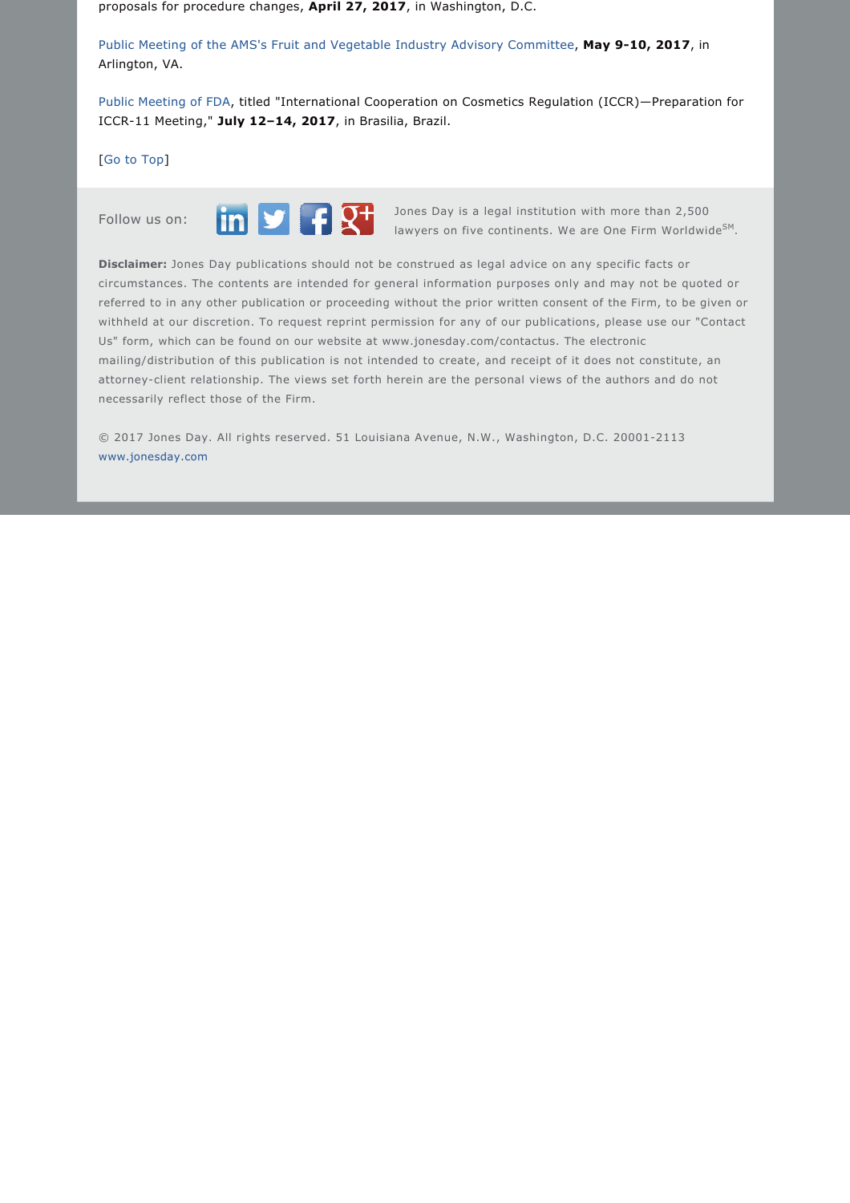proposals for procedure changes, **April 27, 2017**, in Washington, D.C.

Public Meeting of the AMS's Fruit and Vegetable Industry Advisory Committee, **May 9-10, 2017**, in Arlington, VA.

Public Meeting of FDA, titled "International Cooperation on Cosmetics Regulation (ICCR)—Preparation for ICCR-11 Meeting," **July 12–14, 2017**, in Brasilia, Brazil.

[Go to Top]

Follow us on:

Jones Day is a legal institution with more than 2,500 lawyers on five continents. We are One Firm Worldwide℠.

**Disclaimer:** Jones Day publications should not be construed as legal advice on any specific facts or circumstances. The contents are intended for general information purposes only and may not be quoted or referred to in any other publication or proceeding without the prior written consent of the Firm, to be given or withheld at our discretion. To request reprint permission for any of our publications, please use our "Contact Us" form, which can be found on our website at www.jonesday.com/contactus. The electronic mailing/distribution of this publication is not intended to create, and receipt of it does not constitute, an attorney-client relationship. The views set forth herein are the personal views of the authors and do not necessarily reflect those of the Firm.

© 2017 Jones Day. All rights reserved. 51 Louisiana Avenue, N.W., Washington, D.C. 20001-2113
www.jonesday.com